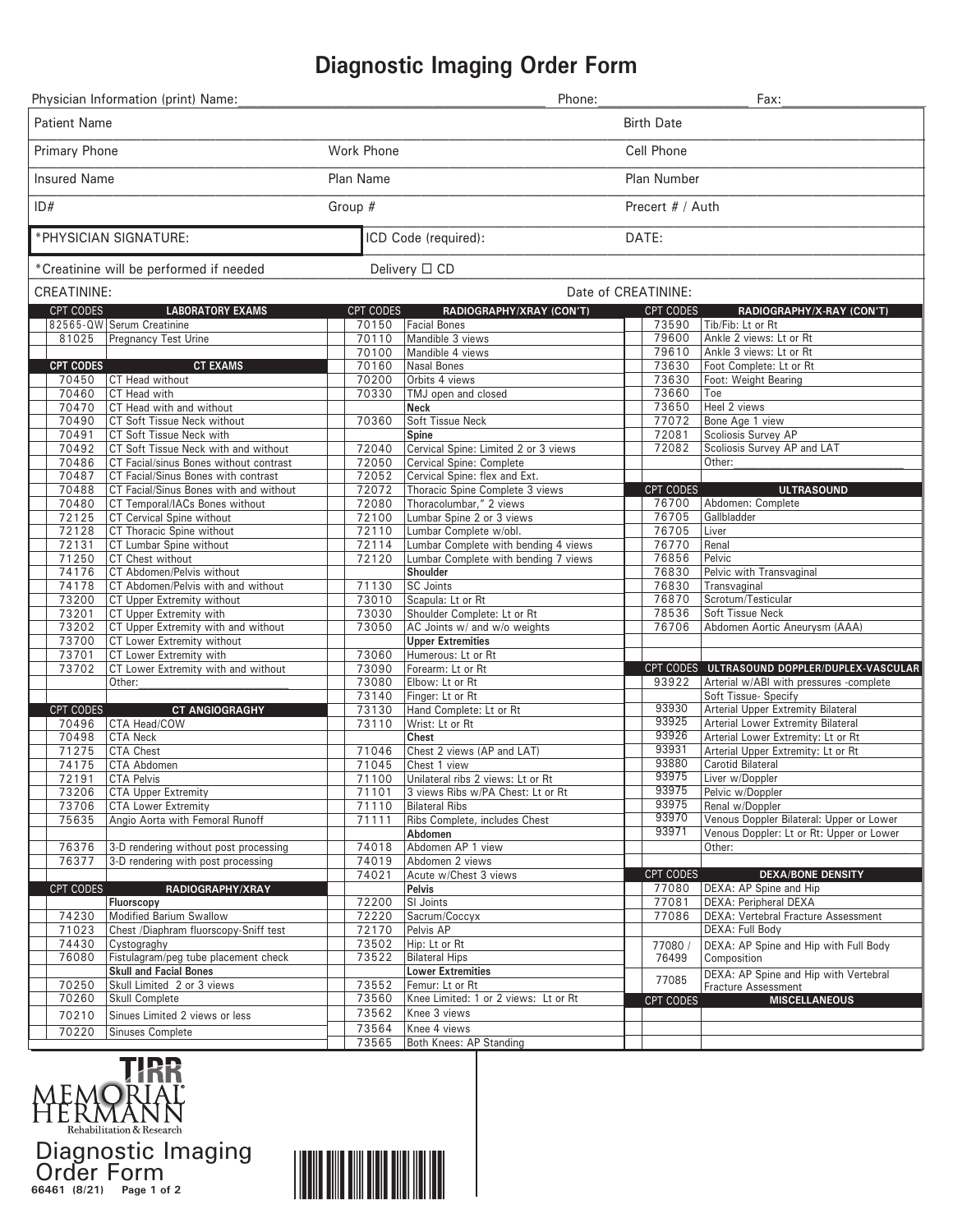# Diagnostic Imaging Order Form

Physician Information (print) Name:________________________ Phone:____________ Fax:____________

| | | |
|---|---|---|
| Patient Name | | Birth Date |
| Primary Phone | Work Phone | Cell Phone |
| Insured Name | Plan Name | Plan Number |
| ID# | Group # | Precert # / Auth |
| *PHYSICIAN SIGNATURE: | ICD Code (required): | DATE: |
| *Creatinine will be performed if needed | Delivery ☐ CD | |
| CREATININE: | | Date of CREATININE: |

| CPT CODES | LABORATORY EXAMS |
|---|---|
| 82565-QW | Serum Creatinine |
| 81025 | Pregnancy Test Urine |

| CPT CODES | CT EXAMS |
|---|---|
| 70450 | CT Head without |
| 70460 | CT Head with |
| 70470 | CT Head with and without |
| 70490 | CT Soft Tissue Neck without |
| 70491 | CT Soft Tissue Neck with |
| 70492 | CT Soft Tissue Neck with and without |
| 70486 | CT Facial/sinus Bones without contrast |
| 70487 | CT Facial/Sinus Bones with contrast |
| 70488 | CT Facial/Sinus Bones with and without |
| 70480 | CT Temporal/IACs Bones without |
| 72125 | CT Cervical Spine without |
| 72128 | CT Thoracic Spine without |
| 72131 | CT Lumbar Spine without |
| 71250 | CT Chest without |
| 74176 | CT Abdomen/Pelvis without |
| 74178 | CT Abdomen/Pelvis with and without |
| 73200 | CT Upper Extremity without |
| 73201 | CT Upper Extremity with |
| 73202 | CT Upper Extremity with and without |
| 73700 | CT Lower Extremity without |
| 73701 | CT Lower Extremity with |
| 73702 | CT Lower Extremity with and without |
| | Other:____________ |

| CPT CODES | CT ANGIOGRAGHY |
|---|---|
| 70496 | CTA Head/COW |
| 70498 | CTA Neck |
| 71275 | CTA Chest |
| 74175 | CTA Abdomen |
| 72191 | CTA Pelvis |
| 73206 | CTA Upper Extremity |
| 73706 | CTA Lower Extremity |
| 75635 | Angio Aorta with Femoral Runoff |
| 76376 | 3-D rendering without post processing |
| 76377 | 3-D rendering with post processing |

| CPT CODES | RADIOGRAPHY/XRAY |
|---|---|
| | **Fluorscopy** |
| 74230 | Modified Barium Swallow |
| 71023 | Chest /Diaphram fluorscopy-Sniff test |
| 74430 | Cystograghy |
| 76080 | Fistulagram/peg tube placement check |
| | **Skull and Facial Bones** |
| 70250 | Skull Limited 2 or 3 views |
| 70260 | Skull Complete |
| 70210 | Sinuses Limited 2 views or less |
| 70220 | Sinuses Complete |

| CPT CODES | RADIOGRAPHY/XRAY (CON'T) |
|---|---|
| 70150 | Facial Bones |
| 70110 | Mandible 3 views |
| 70100 | Mandible 4 views |
| 70160 | Nasal Bones |
| 70200 | Orbits 4 views |
| 70330 | TMJ open and closed |
| | **Neck** |
| 70360 | Soft Tissue Neck |
| | **Spine** |
| 72040 | Cervical Spine: Limited 2 or 3 views |
| 72050 | Cervical Spine: Complete |
| 72052 | Cervical Spine: flex and Ext. |
| 72072 | Thoracic Spine Complete 3 views |
| 72080 | Thoracolumbar," 2 views |
| 72100 | Lumbar Spine 2 or 3 views |
| 72110 | Lumbar Complete w/obl. |
| 72114 | Lumbar Complete with bending 4 views |
| 72120 | Lumbar Complete with bending 7 views |
| | **Shoulder** |
| 71130 | SC Joints |
| 73010 | Scapula: Lt or Rt |
| 73030 | Shoulder Complete: Lt or Rt |
| 73050 | AC Joints w/ and w/o weights |
| | **Upper Extremities** |
| 73060 | Humerous: Lt or Rt |
| 73090 | Forearm: Lt or Rt |
| 73080 | Elbow: Lt or Rt |
| 73140 | Finger: Lt or Rt |
| 73130 | Hand Complete: Lt or Rt |
| 73110 | Wrist: Lt or Rt |
| | **Chest** |
| 71046 | Chest 2 views (AP and LAT) |
| 71045 | Chest 1 view |
| 71100 | Unilateral ribs 2 views: Lt or Rt |
| 71101 | 3 views Ribs w/PA Chest: Lt or Rt |
| 71110 | Bilateral Ribs |
| 71111 | Ribs Complete, includes Chest |
| | **Abdomen** |
| 74018 | Abdomen AP 1 view |
| 74019 | Abdomen 2 views |
| 74021 | Acute w/Chest 3 views |
| | **Pelvis** |
| 72200 | SI Joints |
| 72220 | Sacrum/Coccyx |
| 72170 | Pelvis AP |
| 73502 | Hip: Lt or Rt |
| 73522 | Bilateral Hips |
| | **Lower Extremities** |
| 73552 | Femur: Lt or Rt |
| 73560 | Knee Limited: 1 or 2 views: Lt or Rt |
| 73562 | Knee 3 views |
| 73564 | Knee 4 views |
| 73565 | Both Knees: AP Standing |

| CPT CODES | RADIOGRAPHY/X-RAY (CON'T) |
|---|---|
| 73590 | Tib/Fib: Lt or Rt |
| 79600 | Ankle 2 views: Lt or Rt |
| 79610 | Ankle 3 views: Lt or Rt |
| 73630 | Foot Complete: Lt or Rt |
| 73630 | Foot: Weight Bearing |
| 73660 | Toe |
| 73650 | Heel 2 views |
| 77072 | Bone Age 1 view |
| 72081 | Scoliosis Survey AP |
| 72082 | Scoliosis Survey AP and LAT |
| | Other:____________ |

| CPT CODES | ULTRASOUND |
|---|---|
| 76700 | Abdomen: Complete |
| 76705 | Gallbladder |
| 76705 | Liver |
| 76770 | Renal |
| 76856 | Pelvic |
| 76830 | Pelvic with Transvaginal |
| 76830 | Transvaginal |
| 76870 | Scrotum/Testicular |
| 78536 | Soft Tissue Neck |
| 76706 | Abdomen Aortic Aneurysm (AAA) |

| CPT CODES | ULTRASOUND DOPPLER/DUPLEX-VASCULAR |
|---|---|
| 93922 | Arterial w/ABI with pressures -complete |
| | Soft Tissue- Specify |
| 93930 | Arterial Upper Extremity Bilateral |
| 93925 | Arterial Lower Extremity Bilateral |
| 93926 | Arterial Lower Extremity: Lt or Rt |
| 93931 | Arterial Upper Extremity: Lt or Rt |
| 93880 | Carotid Bilateral |
| 93975 | Liver w/Doppler |
| 93975 | Pelvic w/Doppler |
| 93975 | Renal w/Doppler |
| 93970 | Venous Doppler Bilateral: Upper or Lower |
| 93971 | Venous Doppler: Lt or Rt: Upper or Lower |
| | Other: |

| CPT CODES | DEXA/BONE DENSITY |
|---|---|
| 77080 | DEXA: AP Spine and Hip |
| 77081 | DEXA: Peripheral DEXA |
| 77086 | DEXA: Vertebral Fracture Assessment |
| | DEXA: Full Body |
| 77080 / 76499 | DEXA: AP Spine and Hip with Full Body Composition |
| 77085 | DEXA: AP Spine and Hip with Vertebral Fracture Assessment |

| CPT CODES | MISCELLANEOUS |
|---|---|
| | |
| | |
| | |

TIRR Memorial Hermann Rehabilitation & Research

Diagnostic Imaging Order Form

66461 (8/21)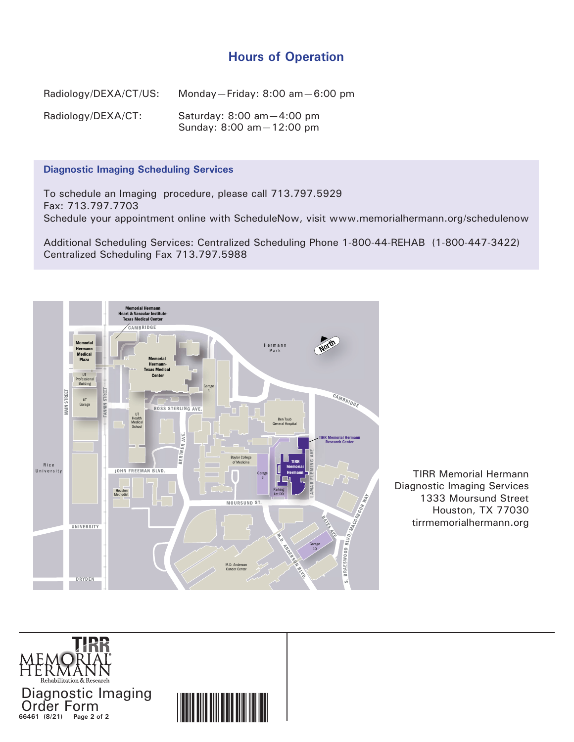## Hours of Operation

| | |
|---|---|
| Radiology/DEXA/CT/US: | Monday—Friday: 8:00 am—6:00 pm |
| Radiology/DEXA/CT: | Saturday: 8:00 am—4:00 pm<br>Sunday: 8:00 am—12:00 pm |

### Diagnostic Imaging Scheduling Services

To schedule an Imaging procedure, please call 713.797.5929
Fax: 713.797.7703
Schedule your appointment online with ScheduleNow, visit www.memorialhermann.org/schedulenow

Additional Scheduling Services: Centralized Scheduling Phone 1-800-44-REHAB (1-800-447-3422)
Centralized Scheduling Fax 713.797.5988

Memorial Hermann Heart & Vascular Institute-Texas Medical Center
CAMBRIDGE
Memorial Hermann Medical Plaza
Memorial Hermann-Texas Medical Center
Hermann Park
North
UT Professional Building
UT Garage
Garage 4
MAIN STREET
FANNIN STREET
ROSS STERLING AVE.
CAMBRIDGE
UT Health Medical School
Ben Taub General Hospital
TIRR Memorial Hermann Research Center
BERTNER AVE.
Baylor College of Medicine
TIRR Memorial Hermann
LAMAR FLEMING AVE.
Rice University
JOHN FREEMAN BLVD.
Garage 6
Houston Methodist
Parking Lot DD
MOURSUND ST.
UNIVERSITY
BATES AVE
S. BRAESWOOD BLVD/MACGREGOR WAY
M.D. ANDERSON BLVD.
Garage 10
M.D. Anderson Cancer Center
DRYDEN

TIRR Memorial Hermann
Diagnostic Imaging Services
1333 Moursund Street
Houston, TX 77030
tirrmemorialhermann.org

TIRR MEMORIAL HERMANN Rehabilitation & Research

Diagnostic Imaging Order Form

66461 (8/21)